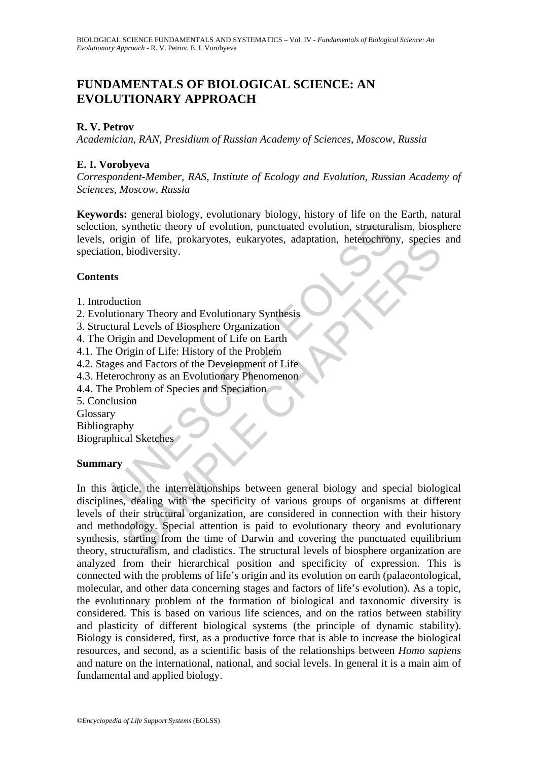# FUNDAMENTALS OF BIOLOGICAL SCIENCE: AN EVOLUTIONARY APPROACH

**R. V. Petrov**

*Academician, RAN, Presidium of Russian Academy of Sciences, Moscow, Russia*

**E. I. Vorobyeva**

*Correspondent-Member, RAS, Institute of Ecology and Evolution, Russian Academy of Sciences, Moscow, Russia*

**Keywords:** general biology, evolutionary biology, history of life on the Earth, natural selection, synthetic theory of evolution, punctuated evolution, structuralism, biosphere levels, origin of life, prokaryotes, eukaryotes, adaptation, heterochrony, species and speciation, biodiversity.

## Contents

1. Introduction
2. Evolutionary Theory and Evolutionary Synthesis
3. Structural Levels of Biosphere Organization
4. The Origin and Development of Life on Earth
4.1. The Origin of Life: History of the Problem
4.2. Stages and Factors of the Development of Life
4.3. Heterochrony as an Evolutionary Phenomenon
4.4. The Problem of Species and Speciation
5. Conclusion
Glossary
Bibliography
Biographical Sketches

## Summary

In this article, the interrelationships between general biology and special biological disciplines, dealing with the specificity of various groups of organisms at different levels of their structural organization, are considered in connection with their history and methodology. Special attention is paid to evolutionary theory and evolutionary synthesis, starting from the time of Darwin and covering the punctuated equilibrium theory, structuralism, and cladistics. The structural levels of biosphere organization are analyzed from their hierarchical position and specificity of expression. This is connected with the problems of life's origin and its evolution on earth (palaeontological, molecular, and other data concerning stages and factors of life's evolution). As a topic, the evolutionary problem of the formation of biological and taxonomic diversity is considered. This is based on various life sciences, and on the ratios between stability and plasticity of different biological systems (the principle of dynamic stability). Biology is considered, first, as a productive force that is able to increase the biological resources, and second, as a scientific basis of the relationships between *Homo sapiens* and nature on the international, national, and social levels. In general it is a main aim of fundamental and applied biology.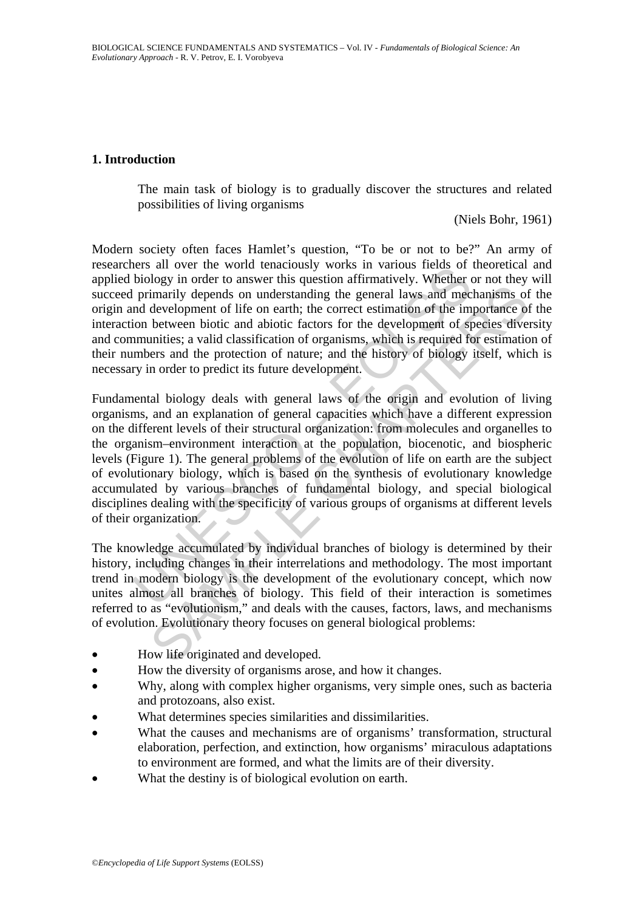## 1. Introduction

> The main task of biology is to gradually discover the structures and related possibilities of living organisms
>
> (Niels Bohr, 1961)

Modern society often faces Hamlet's question, "To be or not to be?" An army of researchers all over the world tenaciously works in various fields of theoretical and applied biology in order to answer this question affirmatively. Whether or not they will succeed primarily depends on understanding the general laws and mechanisms of the origin and development of life on earth; the correct estimation of the importance of the interaction between biotic and abiotic factors for the development of species diversity and communities; a valid classification of organisms, which is required for estimation of their numbers and the protection of nature; and the history of biology itself, which is necessary in order to predict its future development.

Fundamental biology deals with general laws of the origin and evolution of living organisms, and an explanation of general capacities which have a different expression on the different levels of their structural organization: from molecules and organelles to the organism–environment interaction at the population, biocenotic, and biospheric levels (Figure 1). The general problems of the evolution of life on earth are the subject of evolutionary biology, which is based on the synthesis of evolutionary knowledge accumulated by various branches of fundamental biology, and special biological disciplines dealing with the specificity of various groups of organisms at different levels of their organization.

The knowledge accumulated by individual branches of biology is determined by their history, including changes in their interrelations and methodology. The most important trend in modern biology is the development of the evolutionary concept, which now unites almost all branches of biology. This field of their interaction is sometimes referred to as "evolutionism," and deals with the causes, factors, laws, and mechanisms of evolution. Evolutionary theory focuses on general biological problems:

- How life originated and developed.
- How the diversity of organisms arose, and how it changes.
- Why, along with complex higher organisms, very simple ones, such as bacteria and protozoans, also exist.
- What determines species similarities and dissimilarities.
- What the causes and mechanisms are of organisms' transformation, structural elaboration, perfection, and extinction, how organisms' miraculous adaptations to environment are formed, and what the limits are of their diversity.
- What the destiny is of biological evolution on earth.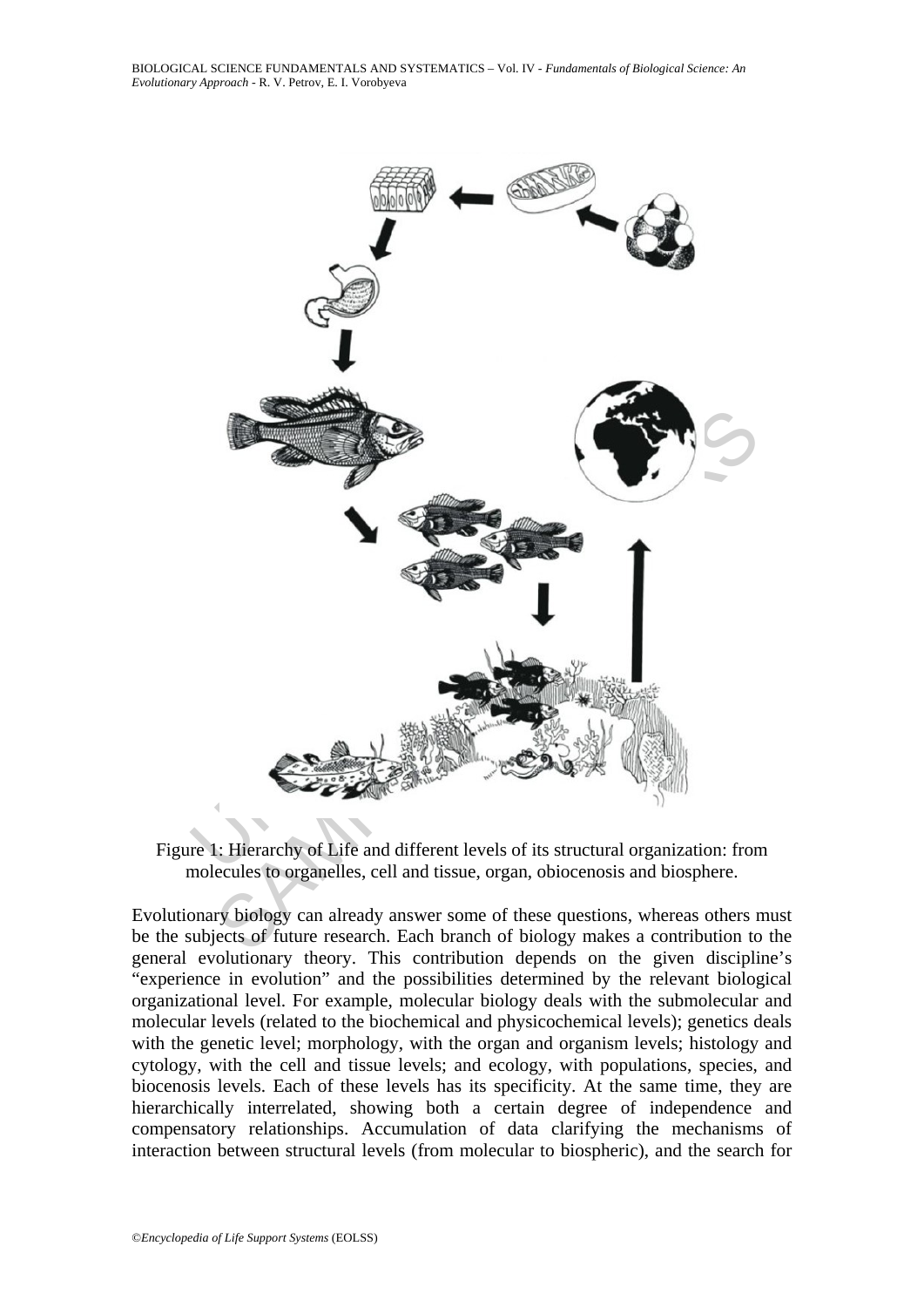Figure 1: Hierarchy of Life and different levels of its structural organization: from molecules to organelles, cell and tissue, organ, obiocenosis and biosphere.

Evolutionary biology can already answer some of these questions, whereas others must be the subjects of future research. Each branch of biology makes a contribution to the general evolutionary theory. This contribution depends on the given discipline's "experience in evolution" and the possibilities determined by the relevant biological organizational level. For example, molecular biology deals with the submolecular and molecular levels (related to the biochemical and physicochemical levels); genetics deals with the genetic level; morphology, with the organ and organism levels; histology and cytology, with the cell and tissue levels; and ecology, with populations, species, and biocenosis levels. Each of these levels has its specificity. At the same time, they are hierarchically interrelated, showing both a certain degree of independence and compensatory relationships. Accumulation of data clarifying the mechanisms of interaction between structural levels (from molecular to biospheric), and the search for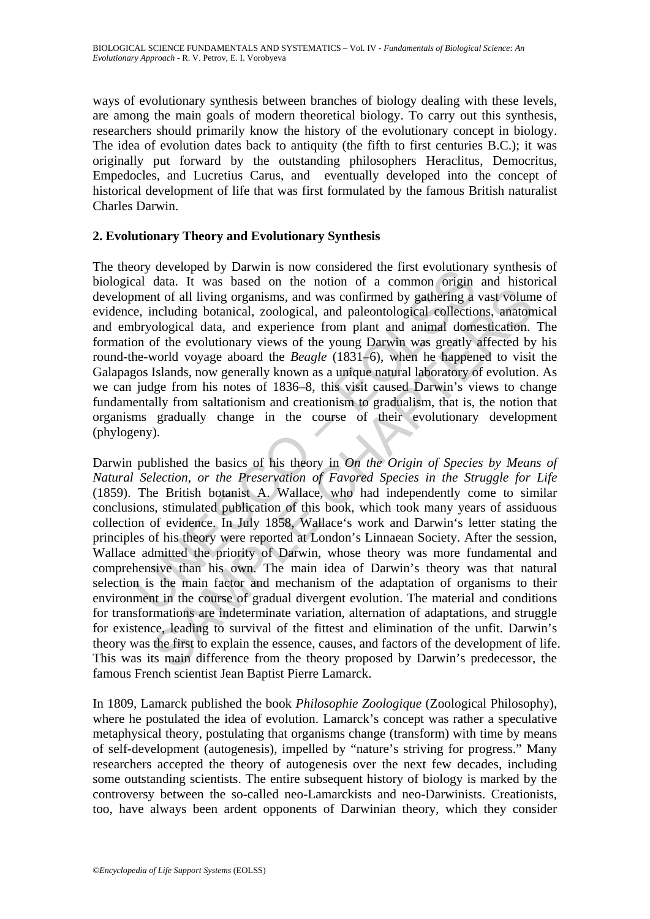ways of evolutionary synthesis between branches of biology dealing with these levels, are among the main goals of modern theoretical biology. To carry out this synthesis, researchers should primarily know the history of the evolutionary concept in biology. The idea of evolution dates back to antiquity (the fifth to first centuries B.C.); it was originally put forward by the outstanding philosophers Heraclitus, Democritus, Empedocles, and Lucretius Carus, and eventually developed into the concept of historical development of life that was first formulated by the famous British naturalist Charles Darwin.

## 2. Evolutionary Theory and Evolutionary Synthesis

The theory developed by Darwin is now considered the first evolutionary synthesis of biological data. It was based on the notion of a common origin and historical development of all living organisms, and was confirmed by gathering a vast volume of evidence, including botanical, zoological, and paleontological collections, anatomical and embryological data, and experience from plant and animal domestication. The formation of the evolutionary views of the young Darwin was greatly affected by his round-the-world voyage aboard the *Beagle* (1831–6), when he happened to visit the Galapagos Islands, now generally known as a unique natural laboratory of evolution. As we can judge from his notes of 1836–8, this visit caused Darwin's views to change fundamentally from saltationism and creationism to gradualism, that is, the notion that organisms gradually change in the course of their evolutionary development (phylogeny).

Darwin published the basics of his theory in *On the Origin of Species by Means of Natural Selection, or the Preservation of Favored Species in the Struggle for Life* (1859). The British botanist A. Wallace, who had independently come to similar conclusions, stimulated publication of this book, which took many years of assiduous collection of evidence. In July 1858, Wallace's work and Darwin's letter stating the principles of his theory were reported at London's Linnaean Society. After the session, Wallace admitted the priority of Darwin, whose theory was more fundamental and comprehensive than his own. The main idea of Darwin's theory was that natural selection is the main factor and mechanism of the adaptation of organisms to their environment in the course of gradual divergent evolution. The material and conditions for transformations are indeterminate variation, alternation of adaptations, and struggle for existence, leading to survival of the fittest and elimination of the unfit. Darwin's theory was the first to explain the essence, causes, and factors of the development of life. This was its main difference from the theory proposed by Darwin's predecessor, the famous French scientist Jean Baptist Pierre Lamarck.

In 1809, Lamarck published the book *Philosophie Zoologique* (Zoological Philosophy), where he postulated the idea of evolution. Lamarck's concept was rather a speculative metaphysical theory, postulating that organisms change (transform) with time by means of self-development (autogenesis), impelled by "nature's striving for progress." Many researchers accepted the theory of autogenesis over the next few decades, including some outstanding scientists. The entire subsequent history of biology is marked by the controversy between the so-called neo-Lamarckists and neo-Darwinists. Creationists, too, have always been ardent opponents of Darwinian theory, which they consider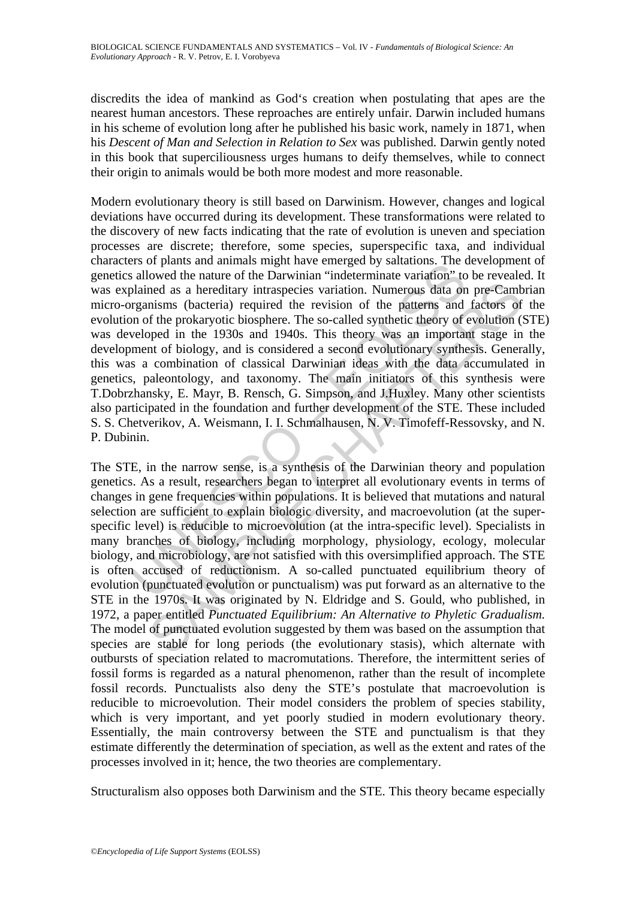discredits the idea of mankind as God's creation when postulating that apes are the nearest human ancestors. These reproaches are entirely unfair. Darwin included humans in his scheme of evolution long after he published his basic work, namely in 1871, when his *Descent of Man and Selection in Relation to Sex* was published. Darwin gently noted in this book that superciliousness urges humans to deify themselves, while to connect their origin to animals would be both more modest and more reasonable.

Modern evolutionary theory is still based on Darwinism. However, changes and logical deviations have occurred during its development. These transformations were related to the discovery of new facts indicating that the rate of evolution is uneven and speciation processes are discrete; therefore, some species, superspecific taxa, and individual characters of plants and animals might have emerged by saltations. The development of genetics allowed the nature of the Darwinian "indeterminate variation" to be revealed. It was explained as a hereditary intraspecies variation. Numerous data on pre-Cambrian micro-organisms (bacteria) required the revision of the patterns and factors of the evolution of the prokaryotic biosphere. The so-called synthetic theory of evolution (STE) was developed in the 1930s and 1940s. This theory was an important stage in the development of biology, and is considered a second evolutionary synthesis. Generally, this was a combination of classical Darwinian ideas with the data accumulated in genetics, paleontology, and taxonomy. The main initiators of this synthesis were T.Dobrzhansky, E. Mayr, B. Rensch, G. Simpson, and J.Huxley. Many other scientists also participated in the foundation and further development of the STE. These included S. S. Chetverikov, A. Weismann, I. I. Schmalhausen, N. V. Timofeff-Ressovsky, and N. P. Dubinin.

The STE, in the narrow sense, is a synthesis of the Darwinian theory and population genetics. As a result, researchers began to interpret all evolutionary events in terms of changes in gene frequencies within populations. It is believed that mutations and natural selection are sufficient to explain biologic diversity, and macroevolution (at the super-specific level) is reducible to microevolution (at the intra-specific level). Specialists in many branches of biology, including morphology, physiology, ecology, molecular biology, and microbiology, are not satisfied with this oversimplified approach. The STE is often accused of reductionism. A so-called punctuated equilibrium theory of evolution (punctuated evolution or punctualism) was put forward as an alternative to the STE in the 1970s. It was originated by N. Eldridge and S. Gould, who published, in 1972, a paper entitled *Punctuated Equilibrium: An Alternative to Phyletic Gradualism.* The model of punctuated evolution suggested by them was based on the assumption that species are stable for long periods (the evolutionary stasis), which alternate with outbursts of speciation related to macromutations. Therefore, the intermittent series of fossil forms is regarded as a natural phenomenon, rather than the result of incomplete fossil records. Punctualists also deny the STE's postulate that macroevolution is reducible to microevolution. Their model considers the problem of species stability, which is very important, and yet poorly studied in modern evolutionary theory. Essentially, the main controversy between the STE and punctualism is that they estimate differently the determination of speciation, as well as the extent and rates of the processes involved in it; hence, the two theories are complementary.

Structuralism also opposes both Darwinism and the STE. This theory became especially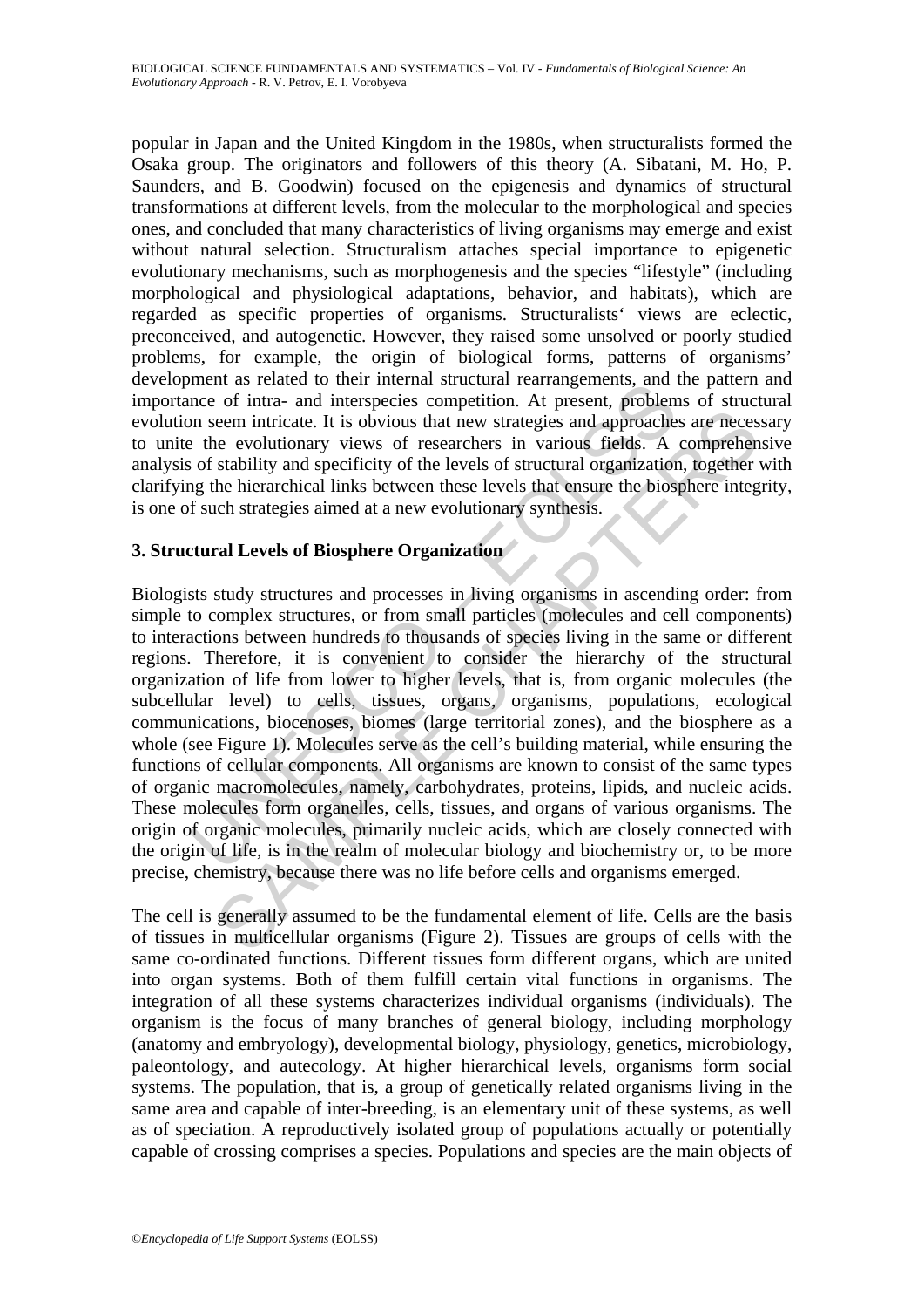popular in Japan and the United Kingdom in the 1980s, when structuralists formed the Osaka group. The originators and followers of this theory (A. Sibatani, M. Ho, P. Saunders, and B. Goodwin) focused on the epigenesis and dynamics of structural transformations at different levels, from the molecular to the morphological and species ones, and concluded that many characteristics of living organisms may emerge and exist without natural selection. Structuralism attaches special importance to epigenetic evolutionary mechanisms, such as morphogenesis and the species "lifestyle" (including morphological and physiological adaptations, behavior, and habitats), which are regarded as specific properties of organisms. Structuralists' views are eclectic, preconceived, and autogenetic. However, they raised some unsolved or poorly studied problems, for example, the origin of biological forms, patterns of organisms' development as related to their internal structural rearrangements, and the pattern and importance of intra- and interspecies competition. At present, problems of structural evolution seem intricate. It is obvious that new strategies and approaches are necessary to unite the evolutionary views of researchers in various fields. A comprehensive analysis of stability and specificity of the levels of structural organization, together with clarifying the hierarchical links between these levels that ensure the biosphere integrity, is one of such strategies aimed at a new evolutionary synthesis.

## 3. Structural Levels of Biosphere Organization

Biologists study structures and processes in living organisms in ascending order: from simple to complex structures, or from small particles (molecules and cell components) to interactions between hundreds to thousands of species living in the same or different regions. Therefore, it is convenient to consider the hierarchy of the structural organization of life from lower to higher levels, that is, from organic molecules (the subcellular level) to cells, tissues, organs, organisms, populations, ecological communications, biocenoses, biomes (large territorial zones), and the biosphere as a whole (see Figure 1). Molecules serve as the cell's building material, while ensuring the functions of cellular components. All organisms are known to consist of the same types of organic macromolecules, namely, carbohydrates, proteins, lipids, and nucleic acids. These molecules form organelles, cells, tissues, and organs of various organisms. The origin of organic molecules, primarily nucleic acids, which are closely connected with the origin of life, is in the realm of molecular biology and biochemistry or, to be more precise, chemistry, because there was no life before cells and organisms emerged.

The cell is generally assumed to be the fundamental element of life. Cells are the basis of tissues in multicellular organisms (Figure 2). Tissues are groups of cells with the same co-ordinated functions. Different tissues form different organs, which are united into organ systems. Both of them fulfill certain vital functions in organisms. The integration of all these systems characterizes individual organisms (individuals). The organism is the focus of many branches of general biology, including morphology (anatomy and embryology), developmental biology, physiology, genetics, microbiology, paleontology, and autecology. At higher hierarchical levels, organisms form social systems. The population, that is, a group of genetically related organisms living in the same area and capable of inter-breeding, is an elementary unit of these systems, as well as of speciation. A reproductively isolated group of populations actually or potentially capable of crossing comprises a species. Populations and species are the main objects of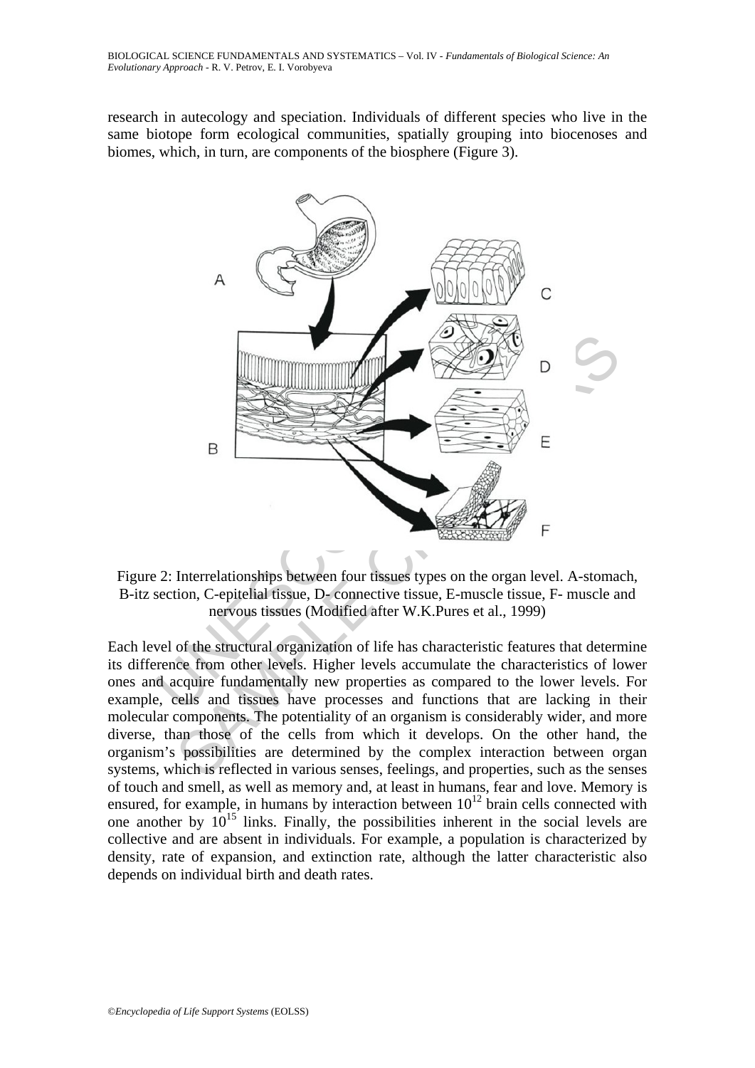research in autecology and speciation. Individuals of different species who live in the same biotope form ecological communities, spatially grouping into biocenoses and biomes, which, in turn, are components of the biosphere (Figure 3).

A

B

C

D

E

F

Figure 2: Interrelationships between four tissues types on the organ level. A-stomach, B-itz section, C-epitelial tissue, D- connective tissue, E-muscle tissue, F- muscle and nervous tissues (Modified after W.K.Pures et al., 1999)

Each level of the structural organization of life has characteristic features that determine its difference from other levels. Higher levels accumulate the characteristics of lower ones and acquire fundamentally new properties as compared to the lower levels. For example, cells and tissues have processes and functions that are lacking in their molecular components. The potentiality of an organism is considerably wider, and more diverse, than those of the cells from which it develops. On the other hand, the organism's possibilities are determined by the complex interaction between organ systems, which is reflected in various senses, feelings, and properties, such as the senses of touch and smell, as well as memory and, at least in humans, fear and love. Memory is ensured, for example, in humans by interaction between $10^{12}$ brain cells connected with one another by $10^{15}$ links. Finally, the possibilities inherent in the social levels are collective and are absent in individuals. For example, a population is characterized by density, rate of expansion, and extinction rate, although the latter characteristic also depends on individual birth and death rates.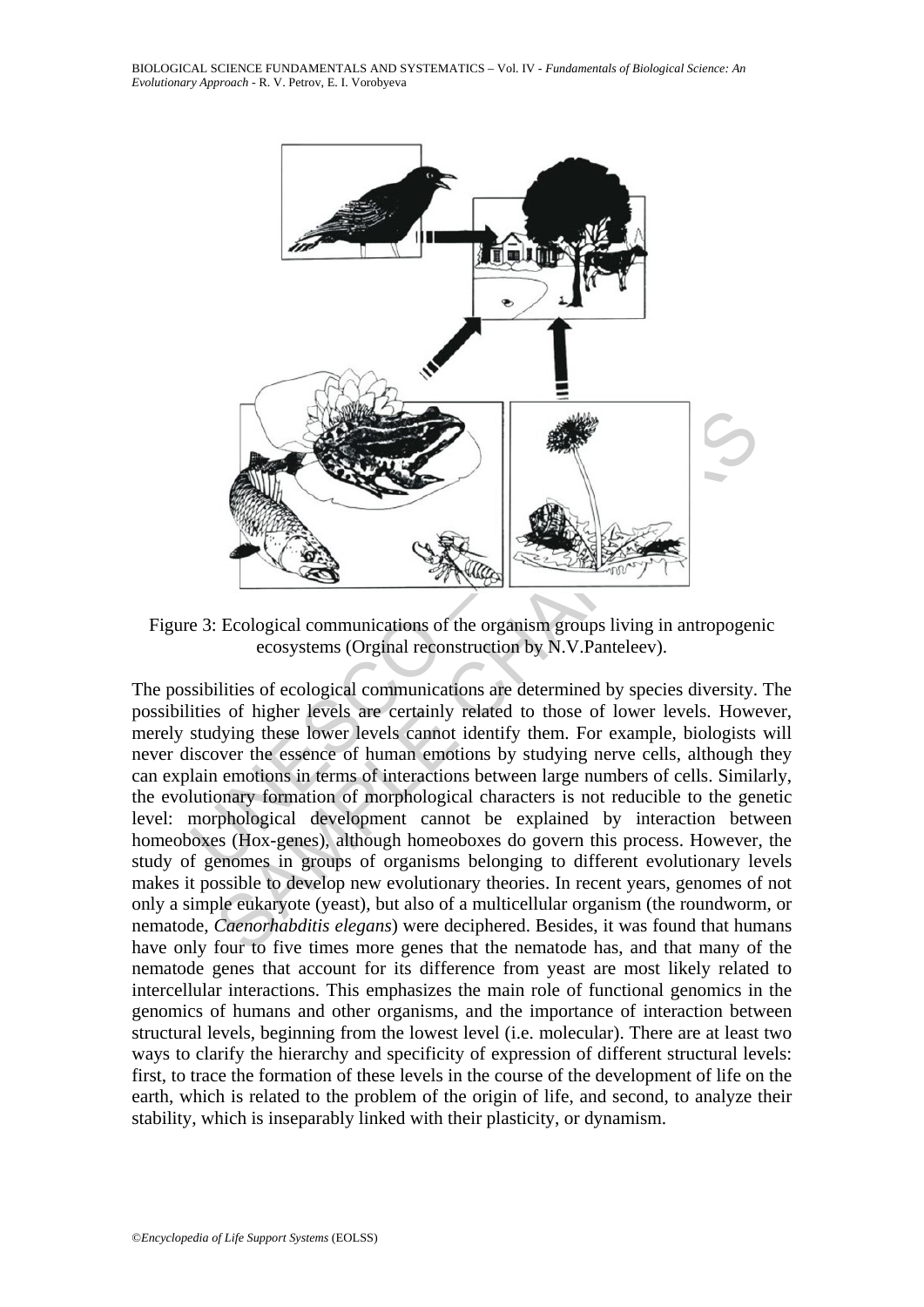Figure 3: Ecological communications of the organism groups living in antropogenic ecosystems (Orginal reconstruction by N.V.Panteleev).

The possibilities of ecological communications are determined by species diversity. The possibilities of higher levels are certainly related to those of lower levels. However, merely studying these lower levels cannot identify them. For example, biologists will never discover the essence of human emotions by studying nerve cells, although they can explain emotions in terms of interactions between large numbers of cells. Similarly, the evolutionary formation of morphological characters is not reducible to the genetic level: morphological development cannot be explained by interaction between homeoboxes (Hox-genes), although homeoboxes do govern this process. However, the study of genomes in groups of organisms belonging to different evolutionary levels makes it possible to develop new evolutionary theories. In recent years, genomes of not only a simple eukaryote (yeast), but also of a multicellular organism (the roundworm, or nematode, *Caenorhabditis elegans*) were deciphered. Besides, it was found that humans have only four to five times more genes that the nematode has, and that many of the nematode genes that account for its difference from yeast are most likely related to intercellular interactions. This emphasizes the main role of functional genomics in the genomics of humans and other organisms, and the importance of interaction between structural levels, beginning from the lowest level (i.e. molecular). There are at least two ways to clarify the hierarchy and specificity of expression of different structural levels: first, to trace the formation of these levels in the course of the development of life on the earth, which is related to the problem of the origin of life, and second, to analyze their stability, which is inseparably linked with their plasticity, or dynamism.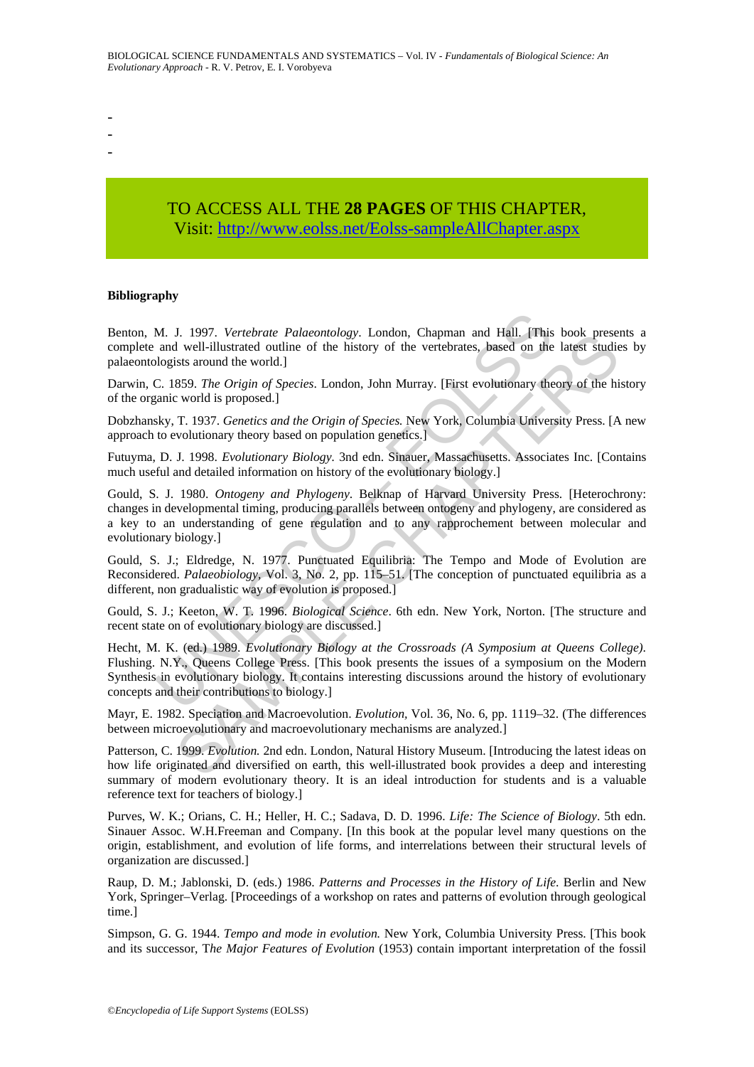-
-
-

TO ACCESS ALL THE **28 PAGES** OF THIS CHAPTER,
Visit: http://www.eolss.net/Eolss-sampleAllChapter.aspx

**Bibliography**

Benton, M. J. 1997. *Vertebrate Palaeontology*. London, Chapman and Hall. [This book presents a complete and well-illustrated outline of the history of the vertebrates, based on the latest studies by palaeontologists around the world.]

Darwin, C. 1859. *The Origin of Species*. London, John Murray. [First evolutionary theory of the history of the organic world is proposed.]

Dobzhansky, T. 1937. *Genetics and the Origin of Species.* New York, Columbia University Press. [A new approach to evolutionary theory based on population genetics.]

Futuyma, D. J. 1998. *Evolutionary Biology.* 3nd edn. Sinauer, Massachusetts. Associates Inc. [Contains much useful and detailed information on history of the evolutionary biology.]

Gould, S. J. 1980. *Ontogeny and Phylogeny*. Belknap of Harvard University Press. [Heterochrony: changes in developmental timing, producing parallels between ontogeny and phylogeny, are considered as a key to an understanding of gene regulation and to any rapprochement between molecular and evolutionary biology.]

Gould, S. J.; Eldredge, N. 1977. Punctuated Equilibria: The Tempo and Mode of Evolution are Reconsidered. *Palaeobiology*, Vol. 3, No. 2, pp. 115–51. [The conception of punctuated equilibria as a different, non gradualistic way of evolution is proposed.]

Gould, S. J.; Keeton, W. T. 1996. *Biological Science*. 6th edn. New York, Norton. [The structure and recent state on of evolutionary biology are discussed.]

Hecht, M. K. (ed.) 1989. *Evolutionary Biology at the Crossroads (A Symposium at Queens College)*. Flushing. N.Y., Queens College Press. [This book presents the issues of a symposium on the Modern Synthesis in evolutionary biology. It contains interesting discussions around the history of evolutionary concepts and their contributions to biology.]

Mayr, E. 1982. Speciation and Macroevolution. *Evolution*, Vol. 36, No. 6, pp. 1119–32. (The differences between microevolutionary and macroevolutionary mechanisms are analyzed.]

Patterson, C. 1999. *Evolution.* 2nd edn. London, Natural History Museum. [Introducing the latest ideas on how life originated and diversified on earth, this well-illustrated book provides a deep and interesting summary of modern evolutionary theory. It is an ideal introduction for students and is a valuable reference text for teachers of biology.]

Purves, W. K.; Orians, C. H.; Heller, H. C.; Sadava, D. D. 1996. *Life: The Science of Biology*. 5th edn. Sinauer Assoc. W.H.Freeman and Company. [In this book at the popular level many questions on the origin, establishment, and evolution of life forms, and interrelations between their structural levels of organization are discussed.]

Raup, D. M.; Jablonski, D. (eds.) 1986. *Patterns and Processes in the History of Life*. Berlin and New York, Springer–Verlag. [Proceedings of a workshop on rates and patterns of evolution through geological time.]

Simpson, G. G. 1944. *Tempo and mode in evolution.* New York, Columbia University Press. [This book and its successor, T*he Major Features of Evolution* (1953) contain important interpretation of the fossil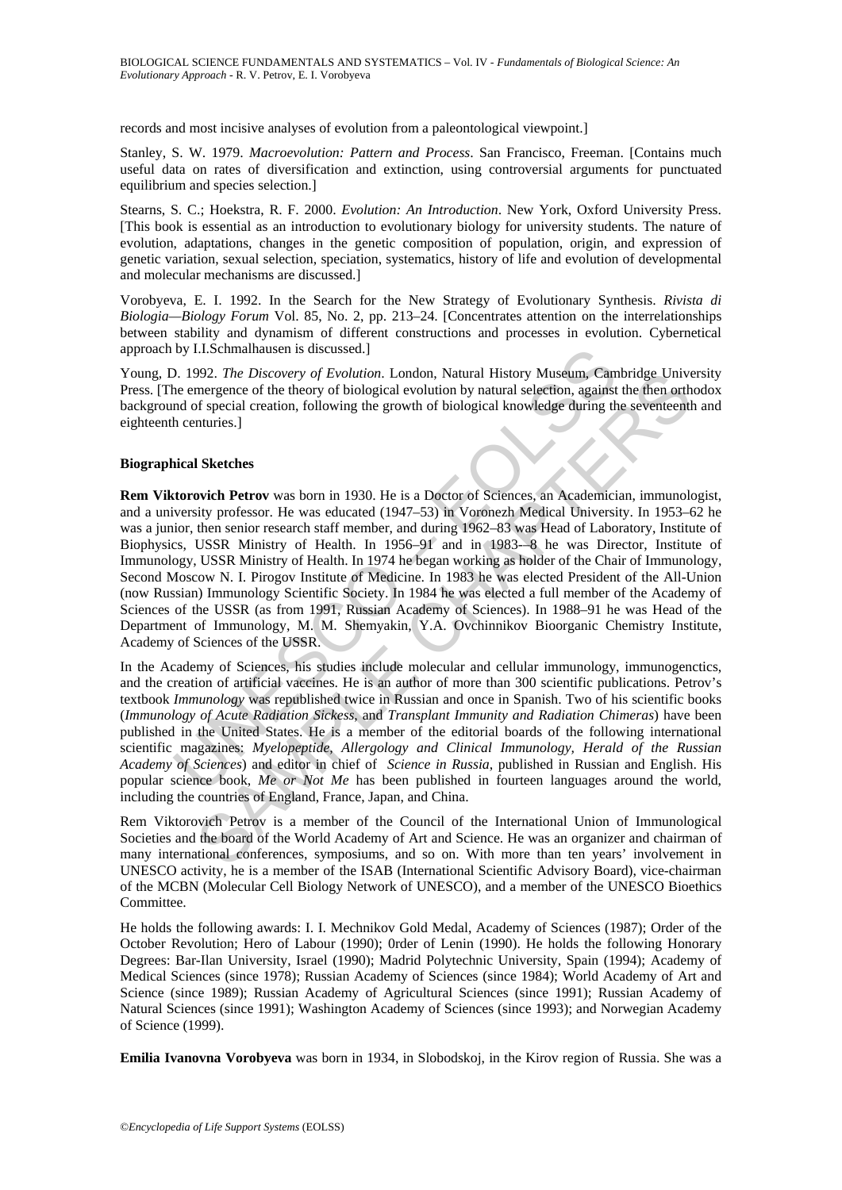records and most incisive analyses of evolution from a paleontological viewpoint.]

Stanley, S. W. 1979. *Macroevolution: Pattern and Process*. San Francisco, Freeman. [Contains much useful data on rates of diversification and extinction, using controversial arguments for punctuated equilibrium and species selection.]

Stearns, S. C.; Hoekstra, R. F. 2000. *Evolution: An Introduction*. New York, Oxford University Press. [This book is essential as an introduction to evolutionary biology for university students. The nature of evolution, adaptations, changes in the genetic composition of population, origin, and expression of genetic variation, sexual selection, speciation, systematics, history of life and evolution of developmental and molecular mechanisms are discussed.]

Vorobyeva, E. I. 1992. In the Search for the New Strategy of Evolutionary Synthesis. *Rivista di Biologia—Biology Forum* Vol. 85, No. 2, pp. 213–24. [Concentrates attention on the interrelationships between stability and dynamism of different constructions and processes in evolution. Cybernetical approach by I.I.Schmalhausen is discussed.]

Young, D. 1992. *The Discovery of Evolution*. London, Natural History Museum, Cambridge University Press. [The emergence of the theory of biological evolution by natural selection, against the then orthodox background of special creation, following the growth of biological knowledge during the seventeenth and eighteenth centuries.]

### Biographical Sketches

**Rem Viktorovich Petrov** was born in 1930. He is a Doctor of Sciences, an Academician, immunologist, and a university professor. He was educated (1947–53) in Voronezh Medical University. In 1953–62 he was a junior, then senior research staff member, and during 1962–83 was Head of Laboratory, Institute of Biophysics, USSR Ministry of Health. In 1956–91 and in 1983-–8 he was Director, Institute of Immunology, USSR Ministry of Health. In 1974 he began working as holder of the Chair of Immunology, Second Moscow N. I. Pirogov Institute of Medicine. In 1983 he was elected President of the All-Union (now Russian) Immunology Scientific Society. In 1984 he was elected a full member of the Academy of Sciences of the USSR (as from 1991, Russian Academy of Sciences). In 1988–91 he was Head of the Department of Immunology, M. M. Shemyakin, Y.A. Ovchinnikov Bioorganic Chemistry Institute, Academy of Sciences of the USSR.

In the Academy of Sciences, his studies include molecular and cellular immunology, immunogenctics, and the creation of artificial vaccines. He is an author of more than 300 scientific publications. Petrov's textbook *Immunology* was republished twice in Russian and once in Spanish. Two of his scientific books (*Immunology of Acute Radiation Sickess*, and *Transplant Immunity and Radiation Chimeras*) have been published in the United States. He is a member of the editorial boards of the following international scientific magazines: *Myelopeptide, Allergology and Clinical Immunology, Herald of the Russian Academy of Sciences*) and editor in chief of *Science in Russia*, published in Russian and English. His popular science book, *Me or Not Me* has been published in fourteen languages around the world, including the countries of England, France, Japan, and China.

Rem Viktorovich Petrov is a member of the Council of the International Union of Immunological Societies and the board of the World Academy of Art and Science. He was an organizer and chairman of many international conferences, symposiums, and so on. With more than ten years' involvement in UNESCO activity, he is a member of the ISAB (International Scientific Advisory Board), vice-chairman of the MCBN (Molecular Cell Biology Network of UNESCO), and a member of the UNESCO Bioethics Committee.

He holds the following awards: I. I. Mechnikov Gold Medal, Academy of Sciences (1987); Order of the October Revolution; Hero of Labour (1990); 0rder of Lenin (1990). He holds the following Honorary Degrees: Bar-Ilan University, Israel (1990); Madrid Polytechnic University, Spain (1994); Academy of Medical Sciences (since 1978); Russian Academy of Sciences (since 1984); World Academy of Art and Science (since 1989); Russian Academy of Agricultural Sciences (since 1991); Russian Academy of Natural Sciences (since 1991); Washington Academy of Sciences (since 1993); and Norwegian Academy of Science (1999).

**Emilia Ivanovna Vorobyeva** was born in 1934, in Slobodskoj, in the Kirov region of Russia. She was a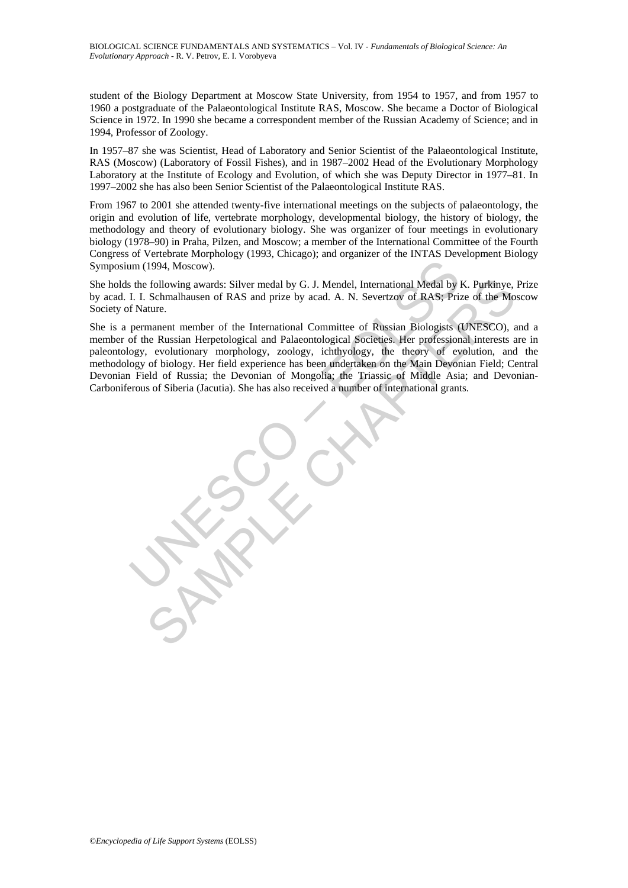student of the Biology Department at Moscow State University, from 1954 to 1957, and from 1957 to 1960 a postgraduate of the Palaeontological Institute RAS, Moscow. She became a Doctor of Biological Science in 1972. In 1990 she became a correspondent member of the Russian Academy of Science; and in 1994, Professor of Zoology.

In 1957–87 she was Scientist, Head of Laboratory and Senior Scientist of the Palaeontological Institute, RAS (Moscow) (Laboratory of Fossil Fishes), and in 1987–2002 Head of the Evolutionary Morphology Laboratory at the Institute of Ecology and Evolution, of which she was Deputy Director in 1977–81. In 1997–2002 she has also been Senior Scientist of the Palaeontological Institute RAS.

From 1967 to 2001 she attended twenty-five international meetings on the subjects of palaeontology, the origin and evolution of life, vertebrate morphology, developmental biology, the history of biology, the methodology and theory of evolutionary biology. She was organizer of four meetings in evolutionary biology (1978–90) in Praha, Pilzen, and Moscow; a member of the International Committee of the Fourth Congress of Vertebrate Morphology (1993, Chicago); and organizer of the INTAS Development Biology Symposium (1994, Moscow).

She holds the following awards: Silver medal by G. J. Mendel, International Medal by K. Purkinye, Prize by acad. I. I. Schmalhausen of RAS and prize by acad. A. N. Severtzov of RAS; Prize of the Moscow Society of Nature.

She is a permanent member of the International Committee of Russian Biologists (UNESCO), and a member of the Russian Herpetological and Palaeontological Societies. Her professional interests are in paleontology, evolutionary morphology, zoology, ichthyology, the theory of evolution, and the methodology of biology. Her field experience has been undertaken on the Main Devonian Field; Central Devonian Field of Russia; the Devonian of Mongolia; the Triassic of Middle Asia; and Devonian-Carboniferous of Siberia (Jacutia). She has also received a number of international grants.